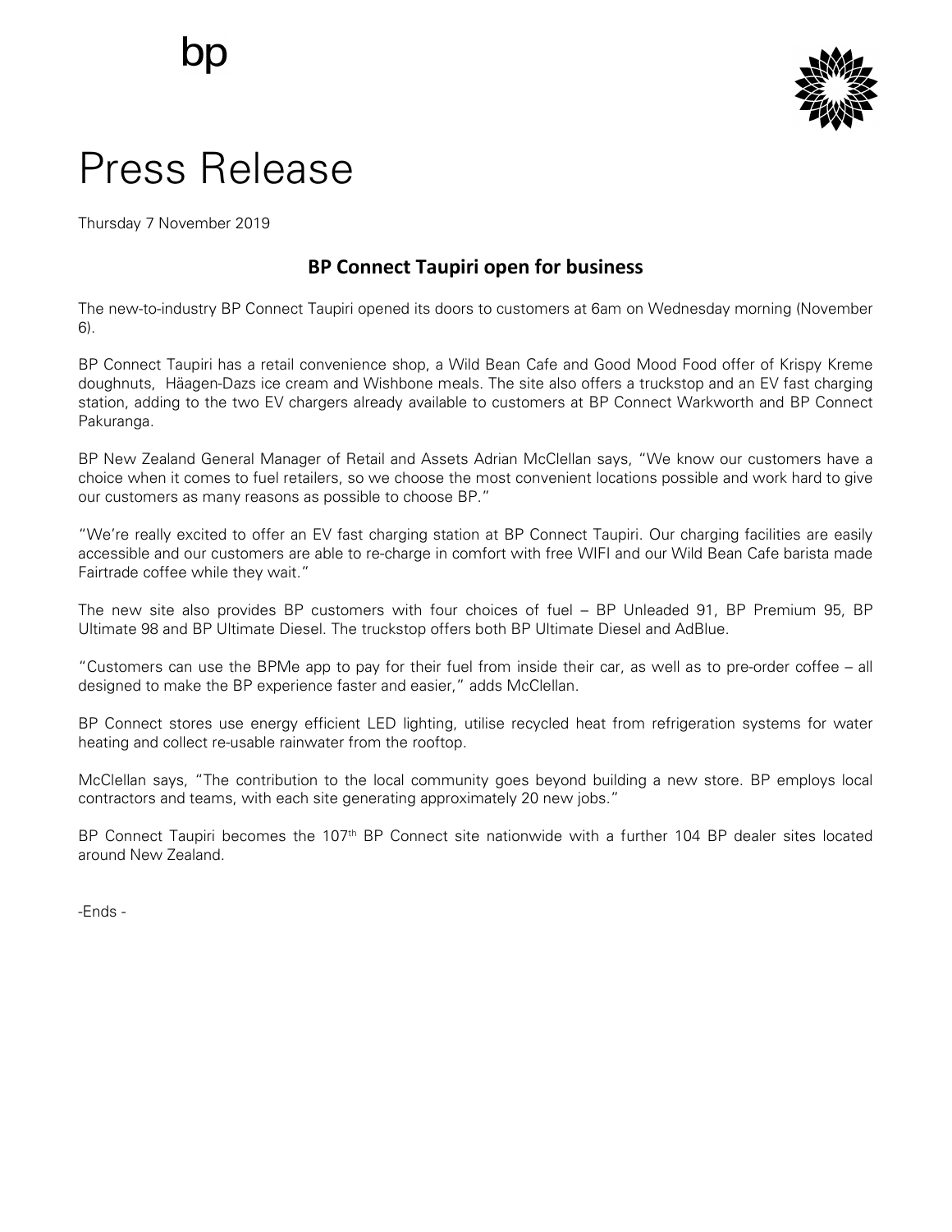bp

# Press Release

Thursday 7 November 2019

## BP Connect Taupiri open for business

The new-to-industry BP Connect Taupiri opened its doors to customers at 6am on Wednesday morning (November 6).

BP Connect Taupiri has a retail convenience shop, a Wild Bean Cafe and Good Mood Food offer of Krispy Kreme doughnuts, Häagen-Dazs ice cream and Wishbone meals. The site also offers a truckstop and an EV fast charging station, adding to the two EV chargers already available to customers at BP Connect Warkworth and BP Connect Pakuranga.

BP New Zealand General Manager of Retail and Assets Adrian McClellan says, "We know our customers have a choice when it comes to fuel retailers, so we choose the most convenient locations possible and work hard to give our customers as many reasons as possible to choose BP."

"We're really excited to offer an EV fast charging station at BP Connect Taupiri. Our charging facilities are easily accessible and our customers are able to re-charge in comfort with free WIFI and our Wild Bean Cafe barista made Fairtrade coffee while they wait."

The new site also provides BP customers with four choices of fuel – BP Unleaded 91, BP Premium 95, BP Ultimate 98 and BP Ultimate Diesel. The truckstop offers both BP Ultimate Diesel and AdBlue.

"Customers can use the BPMe app to pay for their fuel from inside their car, as well as to pre-order coffee – all designed to make the BP experience faster and easier," adds McClellan.

BP Connect stores use energy efficient LED lighting, utilise recycled heat from refrigeration systems for water heating and collect re-usable rainwater from the rooftop.

McClellan says, "The contribution to the local community goes beyond building a new store. BP employs local contractors and teams, with each site generating approximately 20 new jobs."

BP Connect Taupiri becomes the 107th BP Connect site nationwide with a further 104 BP dealer sites located around New Zealand.

-Ends -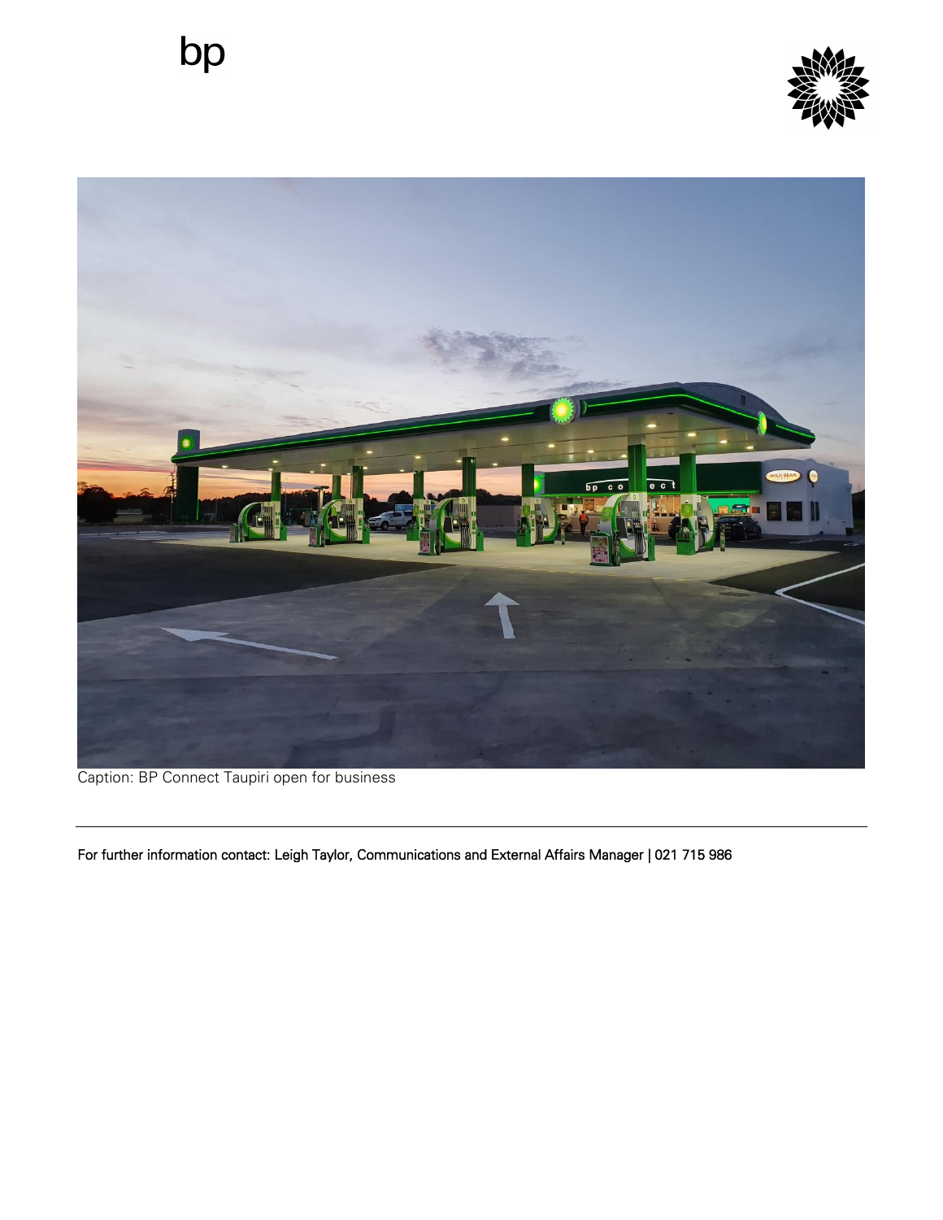Caption: BP Connect Taupiri open for business

---

For further information contact: Leigh Taylor, Communications and External Affairs Manager | 021 715 986